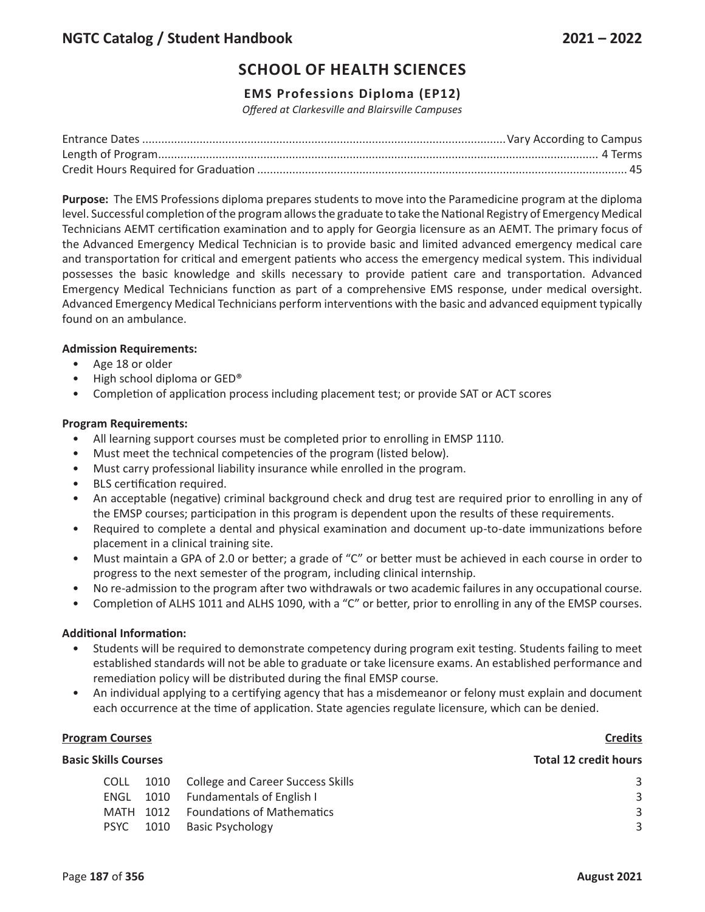# SCHOOL OF HEALTH SCIENCES

## EMS Professions Diploma (EP12)

*Offered at Clarkesville and Blairsville Campuses*

Entrance Dates ........ Vary According to Campus
Length of Program ........ 4 Terms
Credit Hours Required for Graduation ........ 45

**Purpose:** The EMS Professions diploma prepares students to move into the Paramedicine program at the diploma level. Successful completion of the program allows the graduate to take the National Registry of Emergency Medical Technicians AEMT certification examination and to apply for Georgia licensure as an AEMT. The primary focus of the Advanced Emergency Medical Technician is to provide basic and limited advanced emergency medical care and transportation for critical and emergent patients who access the emergency medical system. This individual possesses the basic knowledge and skills necessary to provide patient care and transportation. Advanced Emergency Medical Technicians function as part of a comprehensive EMS response, under medical oversight. Advanced Emergency Medical Technicians perform interventions with the basic and advanced equipment typically found on an ambulance.

**Admission Requirements:**

- Age 18 or older
- High school diploma or GED®
- Completion of application process including placement test; or provide SAT or ACT scores

**Program Requirements:**

- All learning support courses must be completed prior to enrolling in EMSP 1110.
- Must meet the technical competencies of the program (listed below).
- Must carry professional liability insurance while enrolled in the program.
- BLS certification required.
- An acceptable (negative) criminal background check and drug test are required prior to enrolling in any of the EMSP courses; participation in this program is dependent upon the results of these requirements.
- Required to complete a dental and physical examination and document up-to-date immunizations before placement in a clinical training site.
- Must maintain a GPA of 2.0 or better; a grade of "C" or better must be achieved in each course in order to progress to the next semester of the program, including clinical internship.
- No re-admission to the program after two withdrawals or two academic failures in any occupational course.
- Completion of ALHS 1011 and ALHS 1090, with a "C" or better, prior to enrolling in any of the EMSP courses.

**Additional Information:**

- Students will be required to demonstrate competency during program exit testing. Students failing to meet established standards will not be able to graduate or take licensure exams. An established performance and remediation policy will be distributed during the final EMSP course.
- An individual applying to a certifying agency that has a misdemeanor or felony must explain and document each occurrence at the time of application. State agencies regulate licensure, which can be denied.

**Program Courses** — **Credits**

**Basic Skills Courses** — **Total 12 credit hours**

| Course | Number | Title | Credits |
|---|---|---|---|
| COLL | 1010 | College and Career Success Skills | 3 |
| ENGL | 1010 | Fundamentals of English I | 3 |
| MATH | 1012 | Foundations of Mathematics | 3 |
| PSYC | 1010 | Basic Psychology | 3 |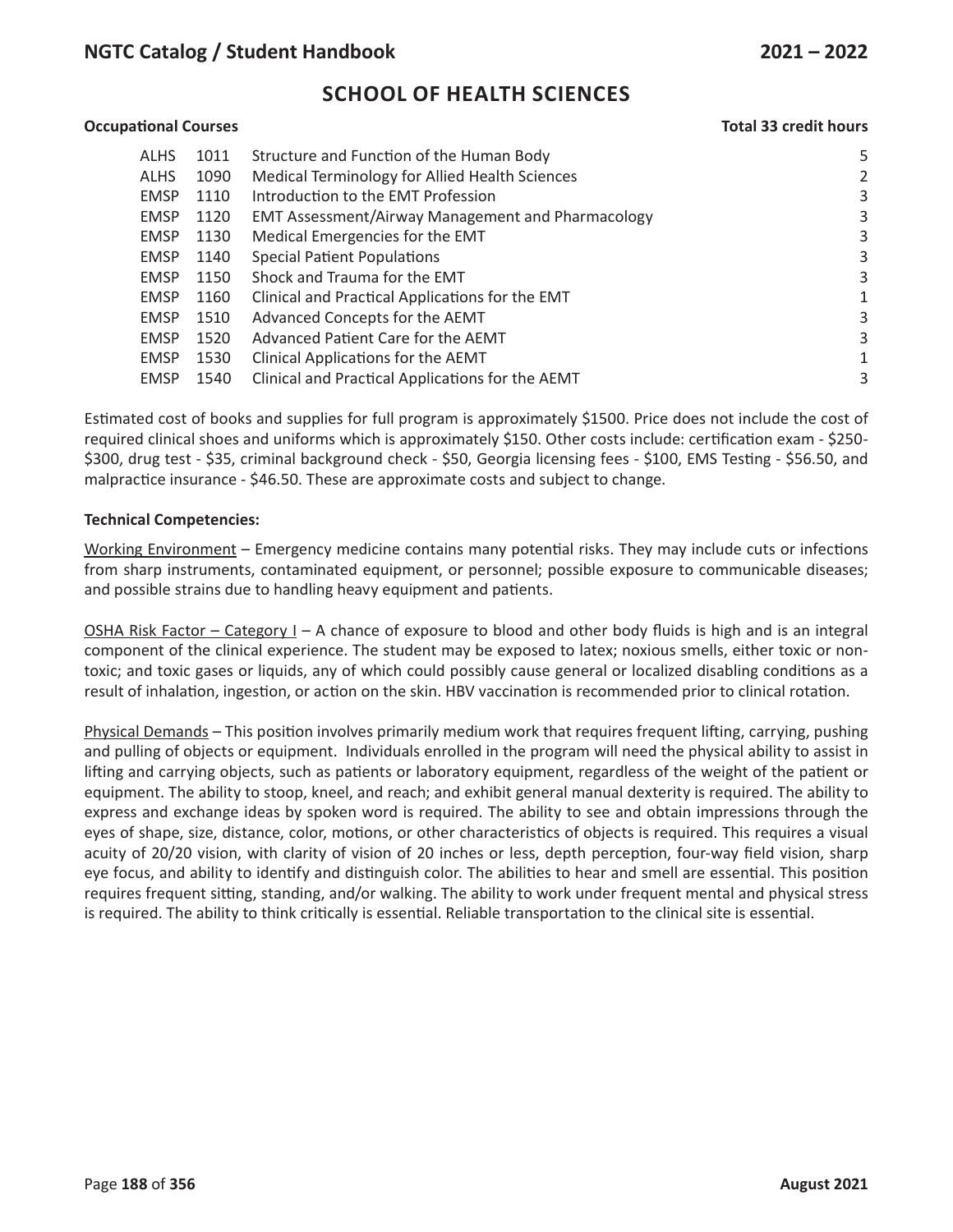## SCHOOL OF HEALTH SCIENCES

**Occupational Courses** **Total 33 credit hours**

| | | | |
|---|---|---|---|
| ALHS | 1011 | Structure and Function of the Human Body | 5 |
| ALHS | 1090 | Medical Terminology for Allied Health Sciences | 2 |
| EMSP | 1110 | Introduction to the EMT Profession | 3 |
| EMSP | 1120 | EMT Assessment/Airway Management and Pharmacology | 3 |
| EMSP | 1130 | Medical Emergencies for the EMT | 3 |
| EMSP | 1140 | Special Patient Populations | 3 |
| EMSP | 1150 | Shock and Trauma for the EMT | 3 |
| EMSP | 1160 | Clinical and Practical Applications for the EMT | 1 |
| EMSP | 1510 | Advanced Concepts for the AEMT | 3 |
| EMSP | 1520 | Advanced Patient Care for the AEMT | 3 |
| EMSP | 1530 | Clinical Applications for the AEMT | 1 |
| EMSP | 1540 | Clinical and Practical Applications for the AEMT | 3 |

Estimated cost of books and supplies for full program is approximately $1500. Price does not include the cost of required clinical shoes and uniforms which is approximately $150. Other costs include: certification exam - $250-$300, drug test - $35, criminal background check - $50, Georgia licensing fees - $100, EMS Testing - $56.50, and malpractice insurance - $46.50. These are approximate costs and subject to change.

**Technical Competencies:**

Working Environment – Emergency medicine contains many potential risks. They may include cuts or infections from sharp instruments, contaminated equipment, or personnel; possible exposure to communicable diseases; and possible strains due to handling heavy equipment and patients.

OSHA Risk Factor – Category I – A chance of exposure to blood and other body fluids is high and is an integral component of the clinical experience. The student may be exposed to latex; noxious smells, either toxic or non-toxic; and toxic gases or liquids, any of which could possibly cause general or localized disabling conditions as a result of inhalation, ingestion, or action on the skin. HBV vaccination is recommended prior to clinical rotation.

Physical Demands – This position involves primarily medium work that requires frequent lifting, carrying, pushing and pulling of objects or equipment. Individuals enrolled in the program will need the physical ability to assist in lifting and carrying objects, such as patients or laboratory equipment, regardless of the weight of the patient or equipment. The ability to stoop, kneel, and reach; and exhibit general manual dexterity is required. The ability to express and exchange ideas by spoken word is required. The ability to see and obtain impressions through the eyes of shape, size, distance, color, motions, or other characteristics of objects is required. This requires a visual acuity of 20/20 vision, with clarity of vision of 20 inches or less, depth perception, four-way field vision, sharp eye focus, and ability to identify and distinguish color. The abilities to hear and smell are essential. This position requires frequent sitting, standing, and/or walking. The ability to work under frequent mental and physical stress is required. The ability to think critically is essential. Reliable transportation to the clinical site is essential.